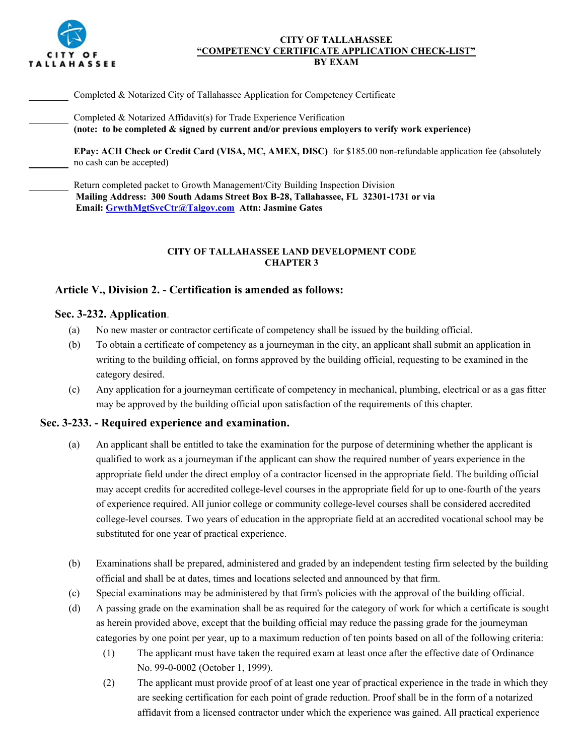**CITY OF TALLAHASSEE**
**"COMPETENCY CERTIFICATE APPLICATION CHECK-LIST"**
**BY EXAM**

________ Completed & Notarized City of Tallahassee Application for Competency Certificate

________ Completed & Notarized Affidavit(s) for Trade Experience Verification
**(note: to be completed & signed by current and/or previous employers to verify work experience)**

________ **EPay: ACH Check or Credit Card (VISA, MC, AMEX, DISC)** for $185.00 non-refundable application fee (absolutely no cash can be accepted)

________ Return completed packet to Growth Management/City Building Inspection Division
**Mailing Address: 300 South Adams Street Box B-28, Tallahassee, FL 32301-1731 or via**
**Email: GrwthMgtSvcCtr@Talgov.com Attn: Jasmine Gates**

**CITY OF TALLAHASSEE LAND DEVELOPMENT CODE**
**CHAPTER 3**

## Article V., Division 2. - Certification is amended as follows:

### Sec. 3-232. Application.

(a) No new master or contractor certificate of competency shall be issued by the building official.

(b) To obtain a certificate of competency as a journeyman in the city, an applicant shall submit an application in writing to the building official, on forms approved by the building official, requesting to be examined in the category desired.

(c) Any application for a journeyman certificate of competency in mechanical, plumbing, electrical or as a gas fitter may be approved by the building official upon satisfaction of the requirements of this chapter.

### Sec. 3-233. - Required experience and examination.

(a) An applicant shall be entitled to take the examination for the purpose of determining whether the applicant is qualified to work as a journeyman if the applicant can show the required number of years experience in the appropriate field under the direct employ of a contractor licensed in the appropriate field. The building official may accept credits for accredited college-level courses in the appropriate field for up to one-fourth of the years of experience required. All junior college or community college-level courses shall be considered accredited college-level courses. Two years of education in the appropriate field at an accredited vocational school may be substituted for one year of practical experience.

(b) Examinations shall be prepared, administered and graded by an independent testing firm selected by the building official and shall be at dates, times and locations selected and announced by that firm.

(c) Special examinations may be administered by that firm's policies with the approval of the building official.

(d) A passing grade on the examination shall be as required for the category of work for which a certificate is sought as herein provided above, except that the building official may reduce the passing grade for the journeyman categories by one point per year, up to a maximum reduction of ten points based on all of the following criteria:

  (1) The applicant must have taken the required exam at least once after the effective date of Ordinance No. 99-0-0002 (October 1, 1999).

  (2) The applicant must provide proof of at least one year of practical experience in the trade in which they are seeking certification for each point of grade reduction. Proof shall be in the form of a notarized affidavit from a licensed contractor under which the experience was gained. All practical experience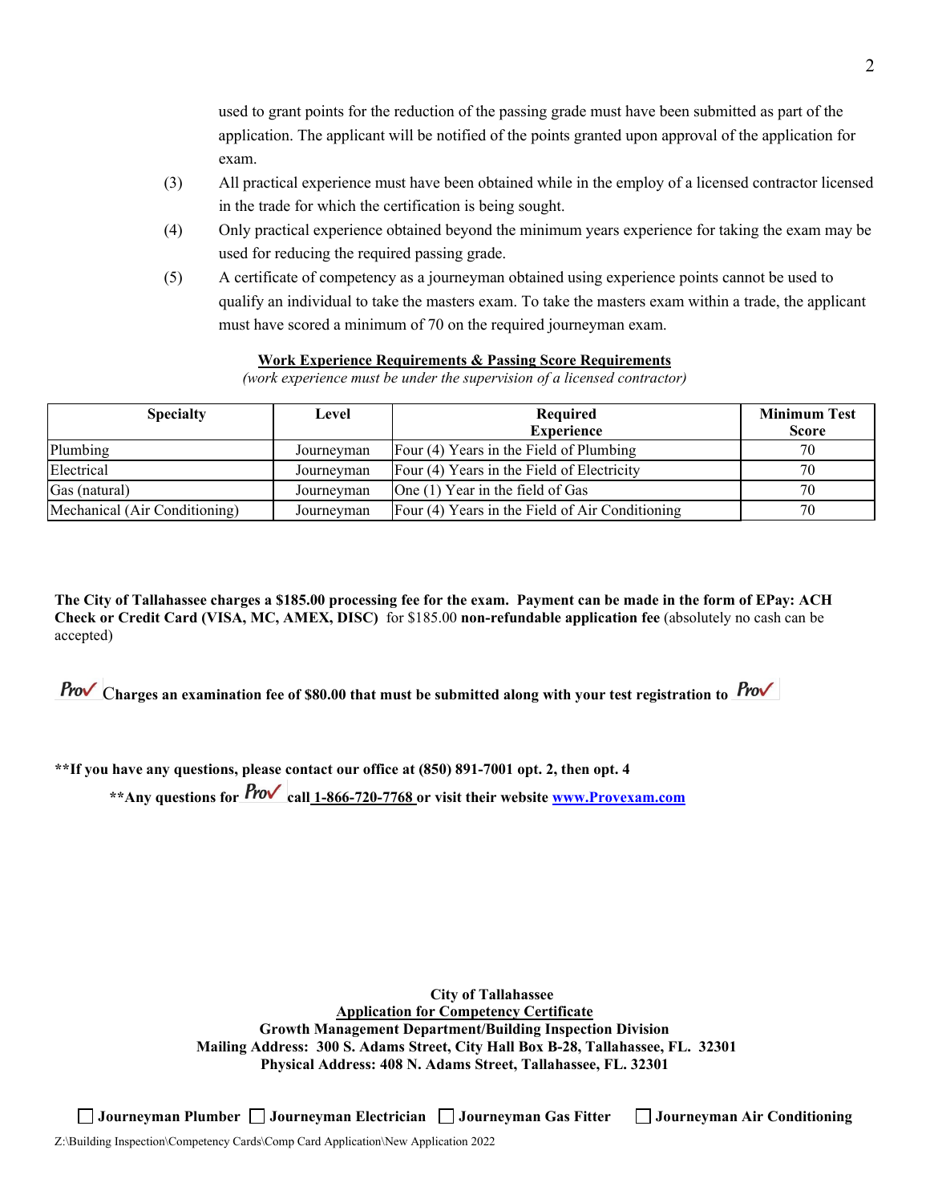used to grant points for the reduction of the passing grade must have been submitted as part of the application. The applicant will be notified of the points granted upon approval of the application for exam.

(3) All practical experience must have been obtained while in the employ of a licensed contractor licensed in the trade for which the certification is being sought.

(4) Only practical experience obtained beyond the minimum years experience for taking the exam may be used for reducing the required passing grade.

(5) A certificate of competency as a journeyman obtained using experience points cannot be used to qualify an individual to take the masters exam. To take the masters exam within a trade, the applicant must have scored a minimum of 70 on the required journeyman exam.

**Work Experience Requirements & Passing Score Requirements**

*(work experience must be under the supervision of a licensed contractor)*

| Specialty | Level | Required Experience | Minimum Test Score |
|---|---|---|---|
| Plumbing | Journeyman | Four (4) Years in the Field of Plumbing | 70 |
| Electrical | Journeyman | Four (4) Years in the Field of Electricity | 70 |
| Gas (natural) | Journeyman | One (1) Year in the field of Gas | 70 |
| Mechanical (Air Conditioning) | Journeyman | Four (4) Years in the Field of Air Conditioning | 70 |

**The City of Tallahassee charges a $185.00 processing fee for the exam. Payment can be made in the form of EPay: ACH Check or Credit Card (VISA, MC, AMEX, DISC)** for $185.00 **non-refundable application fee** (absolutely no cash can be accepted)

**Prov Charges an examination fee of $80.00 that must be submitted along with your test registration to Prov**

**\*\*If you have any questions, please contact our office at (850) 891-7001 opt. 2, then opt. 4**

**\*\*Any questions for Prov call 1-866-720-7768 or visit their website www.Provexam.com**

**City of Tallahassee**
**Application for Competency Certificate**
**Growth Management Department/Building Inspection Division**
**Mailing Address: 300 S. Adams Street, City Hall Box B-28, Tallahassee, FL. 32301**
**Physical Address: 408 N. Adams Street, Tallahassee, FL. 32301**

☐ **Journeyman Plumber** ☐ **Journeyman Electrician** ☐ **Journeyman Gas Fitter** ☐ **Journeyman Air Conditioning**

Z:\Building Inspection\Competency Cards\Comp Card Application\New Application 2022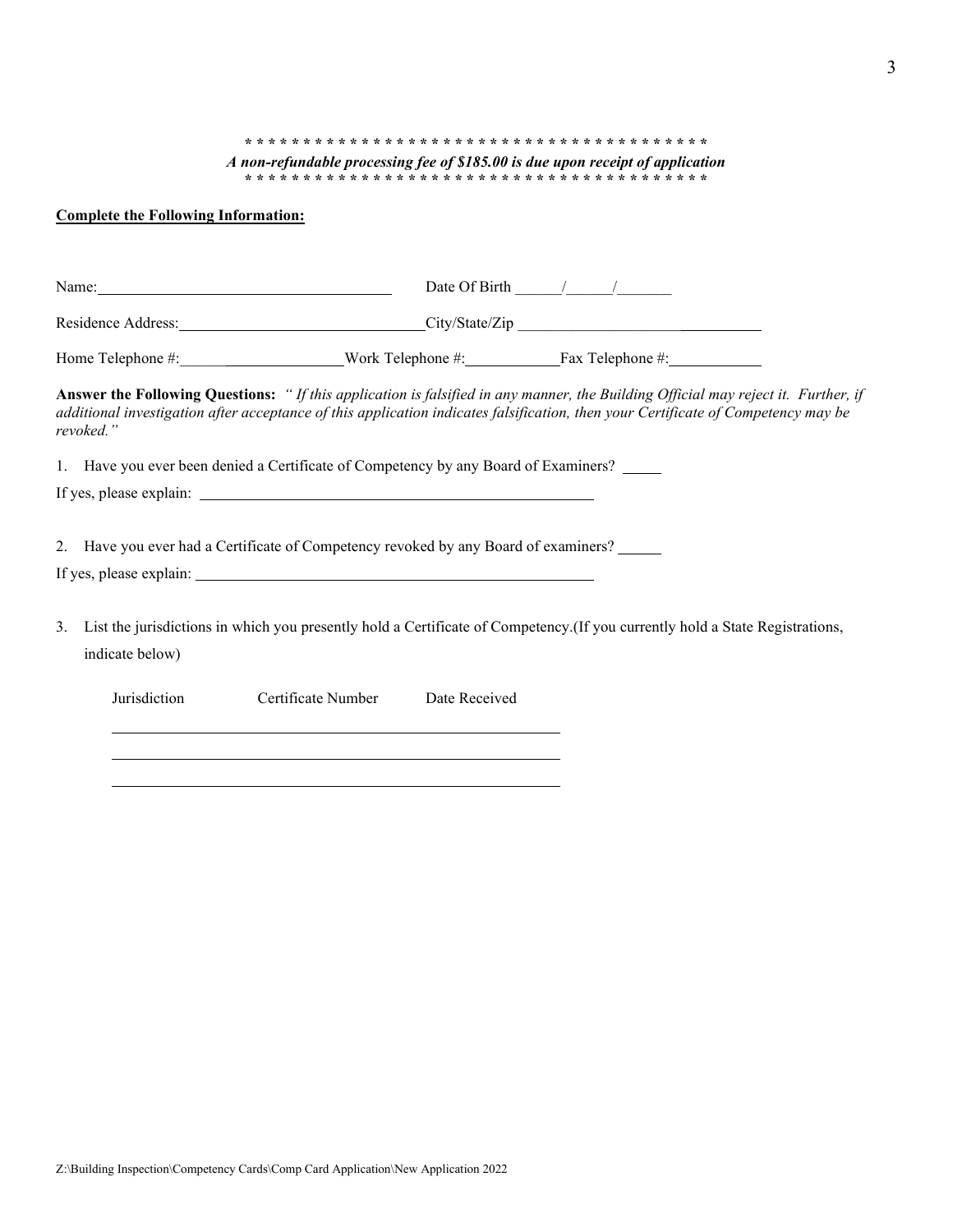\* \* \* \* \* \* \* \* \* \* \* \* \* \* \* \* \* \* \* \* \* \* \* \* \* \* \* \* \* \* \* \* \* \* \* \* \* \* \* \* \* \*

***A non-refundable processing fee of $185.00 is due upon receipt of application***

\* \* \* \* \* \* \* \* \* \* \* \* \* \* \* \* \* \* \* \* \* \* \* \* \* \* \* \* \* \* \* \* \* \* \* \* \* \* \* \* \* \*

**Complete the Following Information:**

Name:______________________________ Date Of Birth ____/____/_____

Residence Address:______________________________City/State/Zip ______________________________

Home Telephone #:__________________Work Telephone #:__________Fax Telephone #:__________

**Answer the Following Questions:** *" If this application is falsified in any manner, the Building Official may reject it. Further, if additional investigation after acceptance of this application indicates falsification, then your Certificate of Competency may be revoked."*

1. Have you ever been denied a Certificate of Competency by any Board of Examiners? _____

If yes, please explain: ______________________________________________

2. Have you ever had a Certificate of Competency revoked by any Board of examiners? _____

If yes, please explain: ______________________________________________

3. List the jurisdictions in which you presently hold a Certificate of Competency.(If you currently hold a State Registrations, indicate below)

| Jurisdiction | Certificate Number | Date Received |
|---|---|---|
| | | |
| | | |
| | | |

Z:\Building Inspection\Competency Cards\Comp Card Application\New Application 2022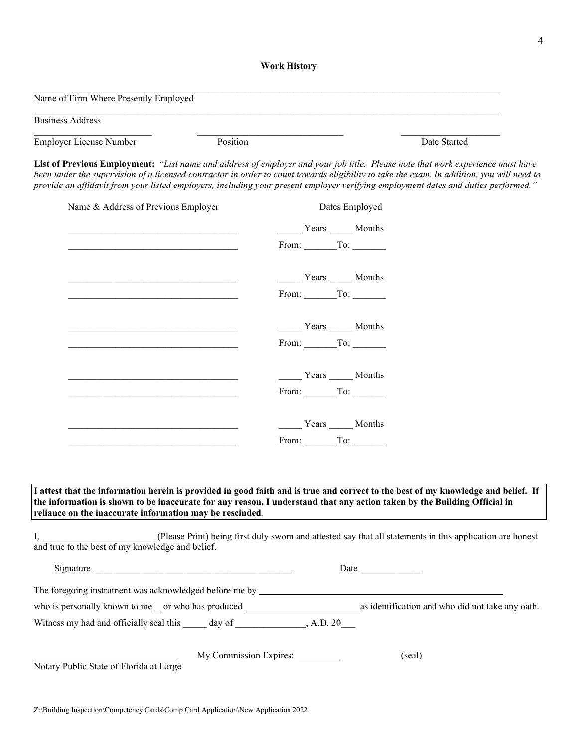## Work History

\_\_\_\_\_\_\_\_\_\_\_\_\_\_\_\_\_\_\_\_\_\_\_\_\_\_\_\_\_\_\_\_\_\_\_\_\_\_\_\_\_\_\_\_\_\_\_\_\_\_\_\_\_\_\_\_\_\_\_\_\_\_\_\_\_\_\_\_\_\_\_\_\_\_\_\_
Name of Firm Where Presently Employed

\_\_\_\_\_\_\_\_\_\_\_\_\_\_\_\_\_\_\_\_\_\_\_\_\_\_\_\_\_\_\_\_\_\_\_\_\_\_\_\_\_\_\_\_\_\_\_\_\_\_\_\_\_\_\_\_\_\_\_\_\_\_\_\_\_\_\_\_\_\_\_\_\_\_\_\_
Business Address

| \_\_\_\_\_\_\_\_\_\_\_\_\_\_\_\_\_\_\_\_ | \_\_\_\_\_\_\_\_\_\_\_\_\_\_\_\_\_\_\_\_\_\_\_\_\_\_ | \_\_\_\_\_\_\_\_\_\_\_\_\_\_\_\_\_\_ |
|---|---|---|
| Employer License Number | Position | Date Started |

**List of Previous Employment:** "*List name and address of employer and your job title. Please note that work experience must have been under the supervision of a licensed contractor in order to count towards eligibility to take the exam. In addition, you will need to provide an affidavit from your listed employers, including your present employer verifying employment dates and duties performed.*"

| Name & Address of Previous Employer | Dates Employed |
|---|---|
| \_\_\_\_\_\_\_\_\_\_\_\_\_\_\_\_\_\_\_\_\_\_\_\_\_\_\_\_\_\_\_\_ | \_\_\_\_\_ Years \_\_\_\_\_ Months |
| \_\_\_\_\_\_\_\_\_\_\_\_\_\_\_\_\_\_\_\_\_\_\_\_\_\_\_\_\_\_\_\_ | From: \_\_\_\_\_\_\_To: \_\_\_\_\_\_\_ |
| \_\_\_\_\_\_\_\_\_\_\_\_\_\_\_\_\_\_\_\_\_\_\_\_\_\_\_\_\_\_\_\_ | \_\_\_\_\_ Years \_\_\_\_\_ Months |
| \_\_\_\_\_\_\_\_\_\_\_\_\_\_\_\_\_\_\_\_\_\_\_\_\_\_\_\_\_\_\_\_ | From: \_\_\_\_\_\_\_To: \_\_\_\_\_\_\_ |
| \_\_\_\_\_\_\_\_\_\_\_\_\_\_\_\_\_\_\_\_\_\_\_\_\_\_\_\_\_\_\_\_ | \_\_\_\_\_ Years \_\_\_\_\_ Months |
| \_\_\_\_\_\_\_\_\_\_\_\_\_\_\_\_\_\_\_\_\_\_\_\_\_\_\_\_\_\_\_\_ | From: \_\_\_\_\_\_\_To: \_\_\_\_\_\_\_ |
| \_\_\_\_\_\_\_\_\_\_\_\_\_\_\_\_\_\_\_\_\_\_\_\_\_\_\_\_\_\_\_\_ | \_\_\_\_\_ Years \_\_\_\_\_ Months |
| \_\_\_\_\_\_\_\_\_\_\_\_\_\_\_\_\_\_\_\_\_\_\_\_\_\_\_\_\_\_\_\_ | From: \_\_\_\_\_\_\_To: \_\_\_\_\_\_\_ |
| \_\_\_\_\_\_\_\_\_\_\_\_\_\_\_\_\_\_\_\_\_\_\_\_\_\_\_\_\_\_\_\_ | \_\_\_\_\_ Years \_\_\_\_\_ Months |
| \_\_\_\_\_\_\_\_\_\_\_\_\_\_\_\_\_\_\_\_\_\_\_\_\_\_\_\_\_\_\_\_ | From: \_\_\_\_\_\_\_To: \_\_\_\_\_\_\_ |

**I attest that the information herein is provided in good faith and is true and correct to the best of my knowledge and belief. If the information is shown to be inaccurate for any reason, I understand that any action taken by the Building Official in reliance on the inaccurate information may be rescinded**.

I, \_\_\_\_\_\_\_\_\_\_\_\_\_\_\_\_\_\_\_\_\_\_\_\_ (Please Print) being first duly sworn and attested say that all statements in this application are honest and true to the best of my knowledge and belief.

Signature \_\_\_\_\_\_\_\_\_\_\_\_\_\_\_\_\_\_\_\_\_\_\_\_\_\_\_\_\_\_\_\_\_\_\_\_\_\_\_\_\_\_ Date \_\_\_\_\_\_\_\_\_\_\_\_\_

The foregoing instrument was acknowledged before me by \_\_\_\_\_\_\_\_\_\_\_\_\_\_\_\_\_\_\_\_\_\_\_\_\_\_\_\_\_\_\_\_\_\_\_\_\_\_\_\_\_\_\_\_\_\_\_\_

who is personally known to me\_\_ or who has produced \_\_\_\_\_\_\_\_\_\_\_\_\_\_\_\_\_\_\_\_\_\_\_\_\_as identification and who did not take any oath.

Witness my had and officially seal this \_\_\_\_\_ day of \_\_\_\_\_\_\_\_\_\_\_\_\_\_\_, A.D. 20\_\_\_

\_\_\_\_\_\_\_\_\_\_\_\_\_\_\_\_\_\_\_\_\_\_\_\_\_\_\_\_\_\_ My Commission Expires: \_\_\_\_\_\_\_\_\_ (seal)
Notary Public State of Florida at Large

Z:\Building Inspection\Competency Cards\Comp Card Application\New Application 2022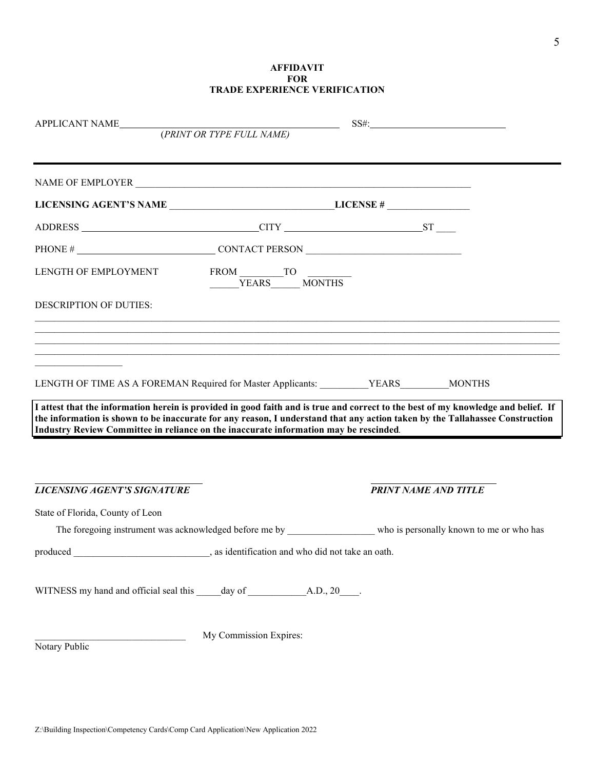**AFFIDAVIT**
**FOR**
**TRADE EXPERIENCE VERIFICATION**

APPLICANT NAME______________________________________ SS#:__________________________
(*PRINT OR TYPE FULL NAME)*

---

NAME OF EMPLOYER ______________________________________________________________

**LICENSING AGENT'S NAME** ______________________________**LICENSE #** ________________

ADDRESS ____________________________________CITY ____________________________ST ____

PHONE # ___________________________ CONTACT PERSON ______________________________

LENGTH OF EMPLOYMENT FROM ________TO ________
______YEARS______ MONTHS

DESCRIPTION OF DUTIES:
______________________________________________________________________________________________
______________________________________________________________________________________________
______________________________________________________________________________________________
______________________________________________________________________________________________
__________________

LENGTH OF TIME AS A FOREMAN Required for Master Applicants: __________YEARS__________MONTHS

**I attest that the information herein is provided in good faith and is true and correct to the best of my knowledge and belief. If the information is shown to be inaccurate for any reason, I understand that any action taken by the Tallahassee Construction Industry Review Committee in reliance on the inaccurate information may be rescinded**.

______________________________ ______________________________
***LICENSING AGENT'S SIGNATURE*** ***PRINT NAME AND TITLE***

State of Florida, County of Leon

The foregoing instrument was acknowledged before me by _________________ who is personally known to me or who has produced ___________________________, as identification and who did not take an oath.

WITNESS my hand and official seal this _____day of ____________A.D., 20____.

______________________________ My Commission Expires:
Notary Public

Z:\Building Inspection\Competency Cards\Comp Card Application\New Application 2022